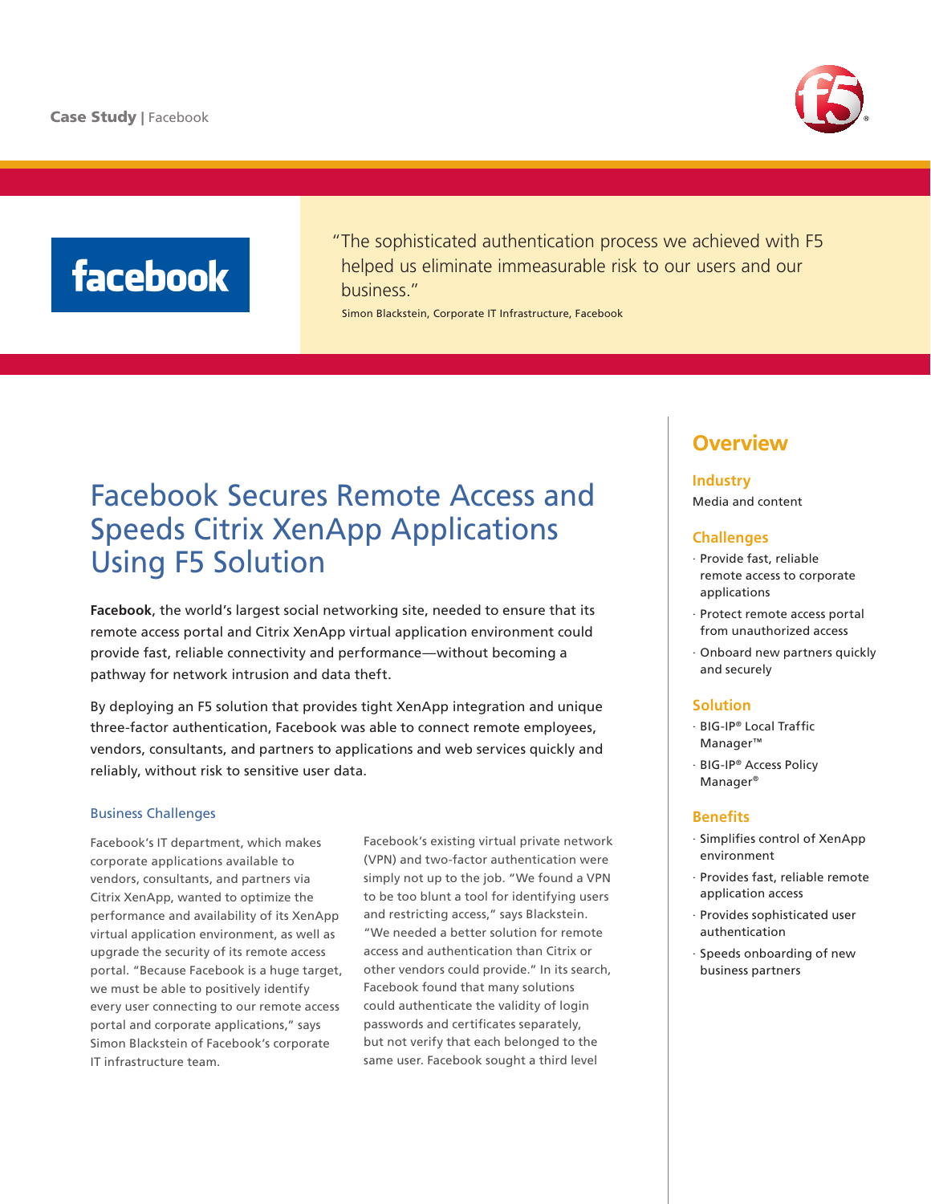Case Study | Facebook

> "The sophisticated authentication process we achieved with F5 helped us eliminate immeasurable risk to our users and our business."
>
> Simon Blackstein, Corporate IT Infrastructure, Facebook

# Facebook Secures Remote Access and Speeds Citrix XenApp Applications Using F5 Solution

**Facebook**, the world's largest social networking site, needed to ensure that its remote access portal and Citrix XenApp virtual application environment could provide fast, reliable connectivity and performance—without becoming a pathway for network intrusion and data theft.

By deploying an F5 solution that provides tight XenApp integration and unique three-factor authentication, Facebook was able to connect remote employees, vendors, consultants, and partners to applications and web services quickly and reliably, without risk to sensitive user data.

### Business Challenges

Facebook's IT department, which makes corporate applications available to vendors, consultants, and partners via Citrix XenApp, wanted to optimize the performance and availability of its XenApp virtual application environment, as well as upgrade the security of its remote access portal. "Because Facebook is a huge target, we must be able to positively identify every user connecting to our remote access portal and corporate applications," says Simon Blackstein of Facebook's corporate IT infrastructure team.

Facebook's existing virtual private network (VPN) and two-factor authentication were simply not up to the job. "We found a VPN to be too blunt a tool for identifying users and restricting access," says Blackstein. "We needed a better solution for remote access and authentication than Citrix or other vendors could provide." In its search, Facebook found that many solutions could authenticate the validity of login passwords and certificates separately, but not verify that each belonged to the same user. Facebook sought a third level

## Overview

### Industry

Media and content

### Challenges

- Provide fast, reliable remote access to corporate applications
- Protect remote access portal from unauthorized access
- Onboard new partners quickly and securely

### Solution

- BIG-IP® Local Traffic Manager™
- BIG-IP® Access Policy Manager®

### Benefits

- Simplifies control of XenApp environment
- Provides fast, reliable remote application access
- Provides sophisticated user authentication
- Speeds onboarding of new business partners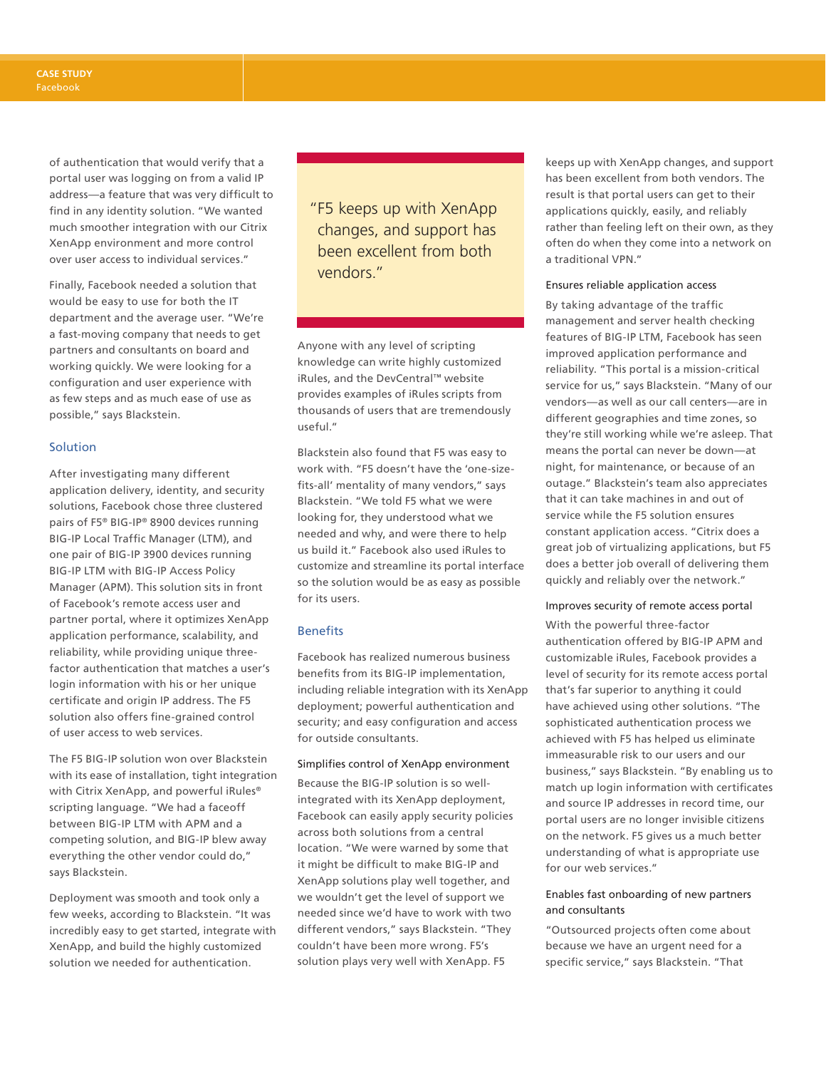of authentication that would verify that a portal user was logging on from a valid IP address—a feature that was very difficult to find in any identity solution. "We wanted much smoother integration with our Citrix XenApp environment and more control over user access to individual services."

Finally, Facebook needed a solution that would be easy to use for both the IT department and the average user. "We're a fast-moving company that needs to get partners and consultants on board and working quickly. We were looking for a configuration and user experience with as few steps and as much ease of use as possible," says Blackstein.

## Solution

After investigating many different application delivery, identity, and security solutions, Facebook chose three clustered pairs of F5® BIG-IP® 8900 devices running BIG-IP Local Traffic Manager (LTM), and one pair of BIG-IP 3900 devices running BIG-IP LTM with BIG-IP Access Policy Manager (APM). This solution sits in front of Facebook's remote access user and partner portal, where it optimizes XenApp application performance, scalability, and reliability, while providing unique three-factor authentication that matches a user's login information with his or her unique certificate and origin IP address. The F5 solution also offers fine-grained control of user access to web services.

The F5 BIG-IP solution won over Blackstein with its ease of installation, tight integration with Citrix XenApp, and powerful iRules® scripting language. "We had a faceoff between BIG-IP LTM with APM and a competing solution, and BIG-IP blew away everything the other vendor could do," says Blackstein.

Deployment was smooth and took only a few weeks, according to Blackstein. "It was incredibly easy to get started, integrate with XenApp, and build the highly customized solution we needed for authentication.

> "F5 keeps up with XenApp changes, and support has been excellent from both vendors."

Anyone with any level of scripting knowledge can write highly customized iRules, and the DevCentral™ website provides examples of iRules scripts from thousands of users that are tremendously useful."

Blackstein also found that F5 was easy to work with. "F5 doesn't have the 'one-size-fits-all' mentality of many vendors," says Blackstein. "We told F5 what we were looking for, they understood what we needed and why, and were there to help us build it." Facebook also used iRules to customize and streamline its portal interface so the solution would be as easy as possible for its users.

## Benefits

Facebook has realized numerous business benefits from its BIG-IP implementation, including reliable integration with its XenApp deployment; powerful authentication and security; and easy configuration and access for outside consultants.

### Simplifies control of XenApp environment

Because the BIG-IP solution is so well-integrated with its XenApp deployment, Facebook can easily apply security policies across both solutions from a central location. "We were warned by some that it might be difficult to make BIG-IP and XenApp solutions play well together, and we wouldn't get the level of support we needed since we'd have to work with two different vendors," says Blackstein. "They couldn't have been more wrong. F5's solution plays very well with XenApp. F5 keeps up with XenApp changes, and support has been excellent from both vendors. The result is that portal users can get to their applications quickly, easily, and reliably rather than feeling left on their own, as they often do when they come into a network on a traditional VPN."

### Ensures reliable application access

By taking advantage of the traffic management and server health checking features of BIG-IP LTM, Facebook has seen improved application performance and reliability. "This portal is a mission-critical service for us," says Blackstein. "Many of our vendors—as well as our call centers—are in different geographies and time zones, so they're still working while we're asleep. That means the portal can never be down—at night, for maintenance, or because of an outage." Blackstein's team also appreciates that it can take machines in and out of service while the F5 solution ensures constant application access. "Citrix does a great job of virtualizing applications, but F5 does a better job overall of delivering them quickly and reliably over the network."

### Improves security of remote access portal

With the powerful three-factor authentication offered by BIG-IP APM and customizable iRules, Facebook provides a level of security for its remote access portal that's far superior to anything it could have achieved using other solutions. "The sophisticated authentication process we achieved with F5 has helped us eliminate immeasurable risk to our users and our business," says Blackstein. "By enabling us to match up login information with certificates and source IP addresses in record time, our portal users are no longer invisible citizens on the network. F5 gives us a much better understanding of what is appropriate use for our web services."

### Enables fast onboarding of new partners and consultants

"Outsourced projects often come about because we have an urgent need for a specific service," says Blackstein. "That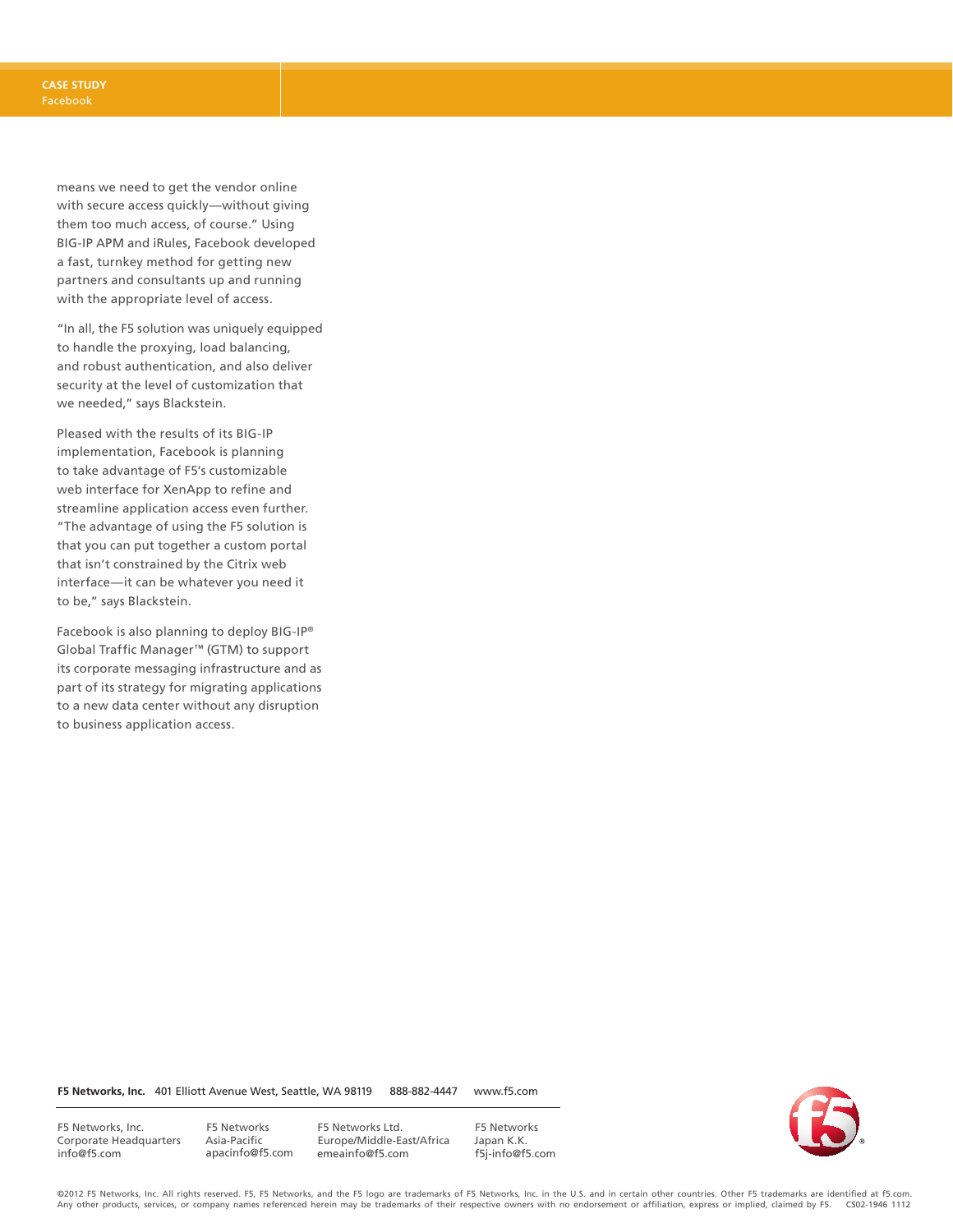means we need to get the vendor online with secure access quickly—without giving them too much access, of course." Using BIG-IP APM and iRules, Facebook developed a fast, turnkey method for getting new partners and consultants up and running with the appropriate level of access.

"In all, the F5 solution was uniquely equipped to handle the proxying, load balancing, and robust authentication, and also deliver security at the level of customization that we needed," says Blackstein.

Pleased with the results of its BIG-IP implementation, Facebook is planning to take advantage of F5's customizable web interface for XenApp to refine and streamline application access even further. "The advantage of using the F5 solution is that you can put together a custom portal that isn't constrained by the Citrix web interface—it can be whatever you need it to be," says Blackstein.

Facebook is also planning to deploy BIG-IP® Global Traffic Manager™ (GTM) to support its corporate messaging infrastructure and as part of its strategy for migrating applications to a new data center without any disruption to business application access.

**F5 Networks, Inc.** 401 Elliott Avenue West, Seattle, WA 98119 888-882-4447 www.f5.com

F5 Networks, Inc.
Corporate Headquarters
info@f5.com

F5 Networks
Asia-Pacific
apacinfo@f5.com

F5 Networks Ltd.
Europe/Middle-East/Africa
emeainfo@f5.com

F5 Networks
Japan K.K.
f5j-info@f5.com

©2012 F5 Networks, Inc. All rights reserved. F5, F5 Networks, and the F5 logo are trademarks of F5 Networks, Inc. in the U.S. and in certain other countries. Other F5 trademarks are identified at f5.com. Any other products, services, or company names referenced herein may be trademarks of their respective owners with no endorsement or affiliation, express or implied, claimed by F5. CS02-1946 1112